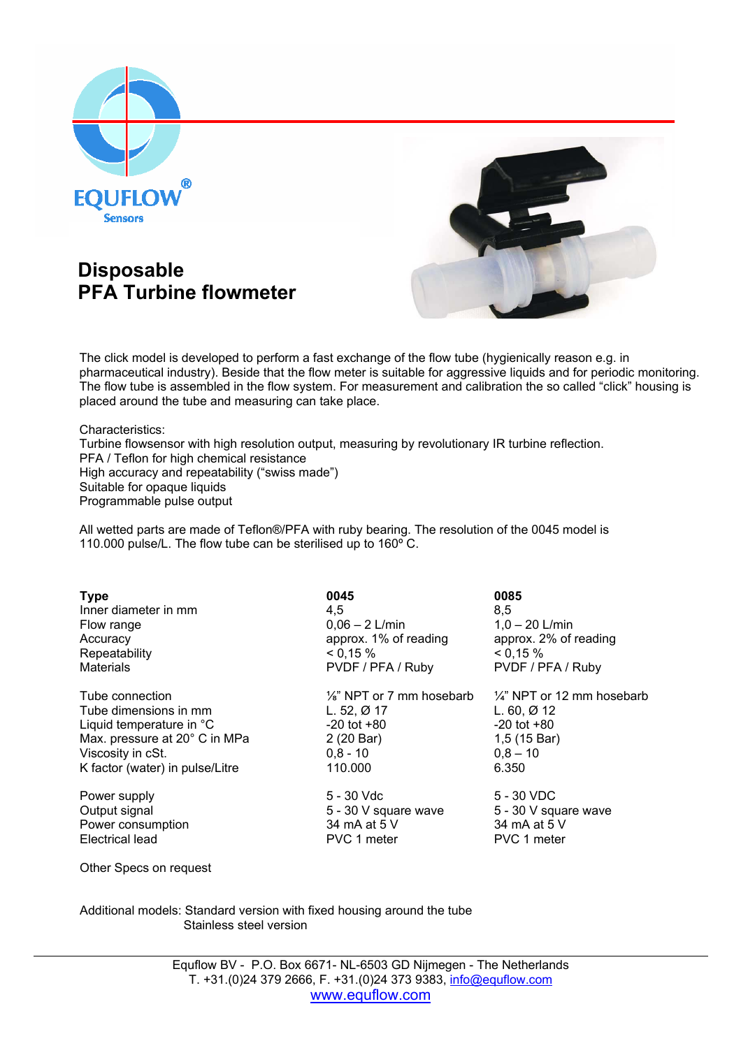EQUFLOW® Sensors

# Disposable PFA Turbine flowmeter

The click model is developed to perform a fast exchange of the flow tube (hygienically reason e.g. in pharmaceutical industry). Beside that the flow meter is suitable for aggressive liquids and for periodic monitoring. The flow tube is assembled in the flow system. For measurement and calibration the so called “click” housing is placed around the tube and measuring can take place.

Characteristics:
Turbine flowsensor with high resolution output, measuring by revolutionary IR turbine reflection.
PFA / Teflon for high chemical resistance
High accuracy and repeatability (“swiss made”)
Suitable for opaque liquids
Programmable pulse output

All wetted parts are made of Teflon®/PFA with ruby bearing. The resolution of the 0045 model is 110.000 pulse/L. The flow tube can be sterilised up to 160º C.

| **Type** | **0045** | **0085** |
|---|---|---|
| Inner diameter in mm | 4,5 | 8,5 |
| Flow range | 0,06 – 2 L/min | 1,0 – 20 L/min |
| Accuracy | approx. 1% of reading | approx. 2% of reading |
| Repeatability | < 0,15 % | < 0,15 % |
| Materials | PVDF / PFA / Ruby | PVDF / PFA / Ruby |
| Tube connection | ⅛" NPT or 7 mm hosebarb | ¼" NPT or 12 mm hosebarb |
| Tube dimensions in mm | L. 52, Ø 17 | L. 60, Ø 12 |
| Liquid temperature in °C | -20 tot +80 | -20 tot +80 |
| Max. pressure at 20° C in MPa | 2 (20 Bar) | 1,5 (15 Bar) |
| Viscosity in cSt. | 0,8 - 10 | 0,8 – 10 |
| K factor (water) in pulse/Litre | 110.000 | 6.350 |
| Power supply | 5 - 30 Vdc | 5 - 30 VDC |
| Output signal | 5 - 30 V square wave | 5 - 30 V square wave |
| Power consumption | 34 mA at 5 V | 34 mA at 5 V |
| Electrical lead | PVC 1 meter | PVC 1 meter |

Other Specs on request

Additional models: Standard version with fixed housing around the tube
Stainless steel version

Equflow BV - P.O. Box 6671- NL-6503 GD Nijmegen - The Netherlands
T. +31.(0)24 379 2666, F. +31.(0)24 373 9383, info@equflow.com
www.equflow.com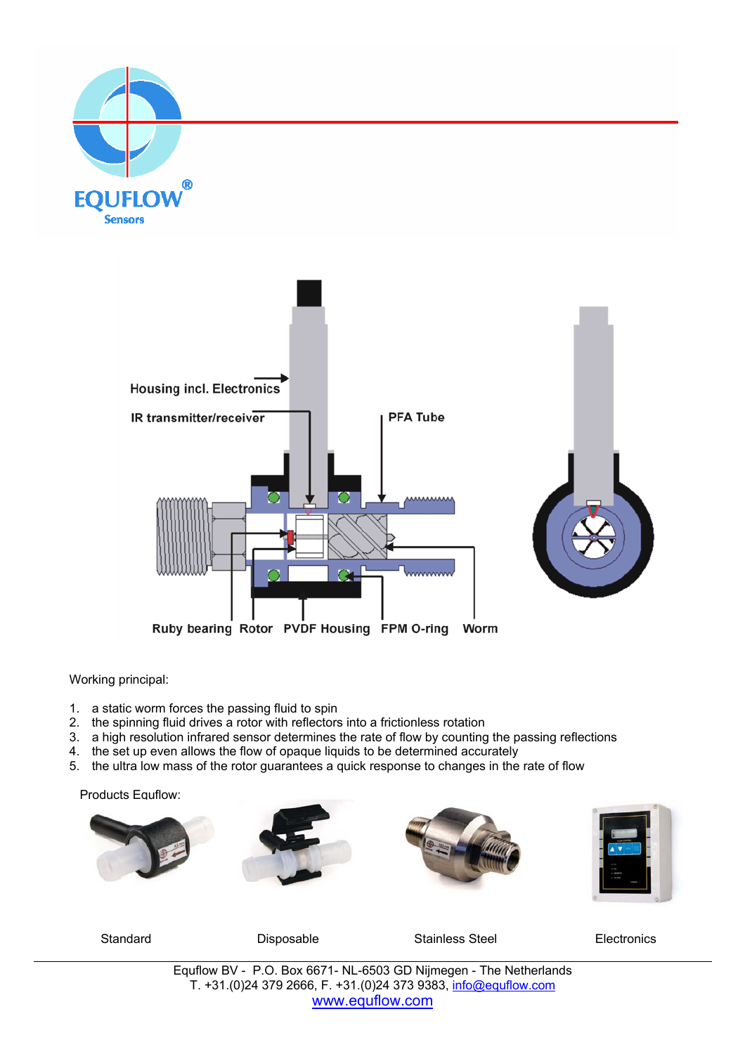EQUFLOW®
Sensors

Housing incl. Electronics

IR transmitter/receiver

PFA Tube

Ruby bearing Rotor PVDF Housing FPM O-ring Worm

Working principal:

1. a static worm forces the passing fluid to spin
2. the spinning fluid drives a rotor with reflectors into a frictionless rotation
3. a high resolution infrared sensor determines the rate of flow by counting the passing reflections
4. the set up even allows the flow of opaque liquids to be determined accurately
5. the ultra low mass of the rotor guarantees a quick response to changes in the rate of flow

Products Equflow:

Standard

Disposable

Stainless Steel

Electronics

Equflow BV - P.O. Box 6671- NL-6503 GD Nijmegen - The Netherlands
T. +31.(0)24 379 2666, F. +31.(0)24 373 9383, info@equflow.com
www.equflow.com